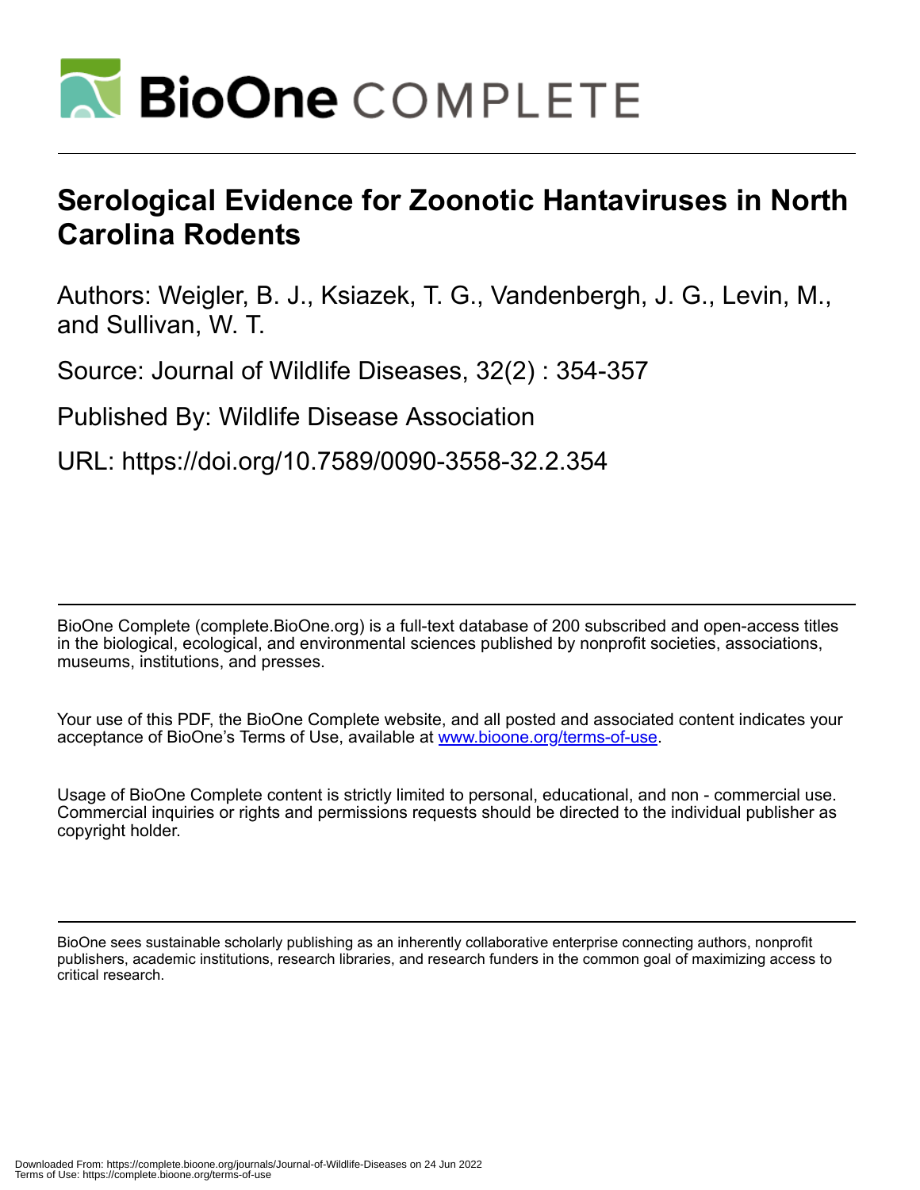# Serological Evidence for Zoonotic Hantaviruses in North Carolina Rodents

Authors: Weigler, B. J., Ksiazek, T. G., Vandenbergh, J. G., Levin, M., and Sullivan, W. T.

Source: Journal of Wildlife Diseases, 32(2) : 354-357

Published By: Wildlife Disease Association

URL: https://doi.org/10.7589/0090-3558-32.2.354

BioOne Complete (complete.BioOne.org) is a full-text database of 200 subscribed and open-access titles in the biological, ecological, and environmental sciences published by nonprofit societies, associations, museums, institutions, and presses.

Your use of this PDF, the BioOne Complete website, and all posted and associated content indicates your acceptance of BioOne's Terms of Use, available at www.bioone.org/terms-of-use.

Usage of BioOne Complete content is strictly limited to personal, educational, and non - commercial use. Commercial inquiries or rights and permissions requests should be directed to the individual publisher as copyright holder.

BioOne sees sustainable scholarly publishing as an inherently collaborative enterprise connecting authors, nonprofit publishers, academic institutions, research libraries, and research funders in the common goal of maximizing access to critical research.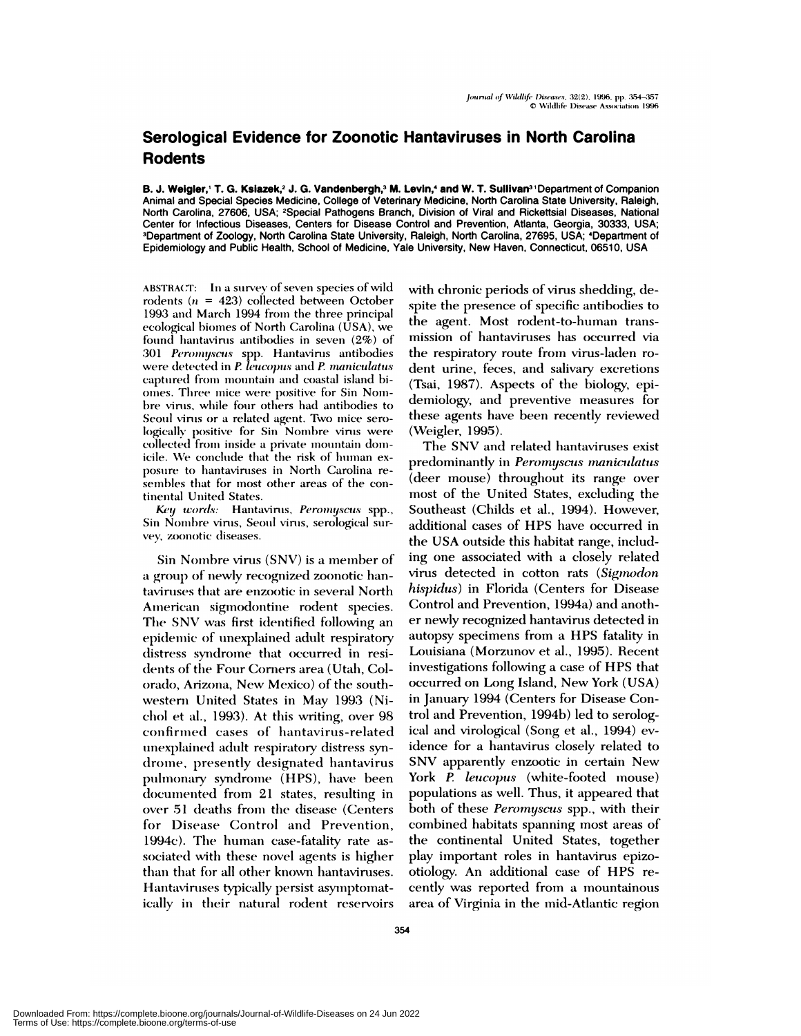# Serological Evidence for Zoonotic Hantaviruses in North Carolina Rodents

**B. J. Weigler,[1] T. G. Ksiazek,[2] J. G. Vandenbergh,[3] M. Levin,[4] and W. T. Sullivan[3]** [1]Department of Companion Animal and Special Species Medicine, College of Veterinary Medicine, North Carolina State University, Raleigh, North Carolina, 27606, USA; [2]Special Pathogens Branch, Division of Viral and Rickettsial Diseases, National Center for Infectious Diseases, Centers for Disease Control and Prevention, Atlanta, Georgia, 30333, USA; [3]Department of Zoology, North Carolina State University, Raleigh, North Carolina, 27695, USA; [4]Department of Epidemiology and Public Health, School of Medicine, Yale University, New Haven, Connecticut, 06510, USA

ABSTRACT: In a survey of seven species of wild rodents ($n$ = 423) collected between October 1993 and March 1994 from the three principal ecological biomes of North Carolina (USA), we found hantavirus antibodies in seven (2%) of 301 *Peromyscus* spp. Hantavirus antibodies were detected in *P. leucopus* and *P. maniculatus* captured from mountain and coastal island biomes. Three mice were positive for Sin Nombre virus, while four others had antibodies to Seoul virus or a related agent. Two mice serologically positive for Sin Nombre virus were collected from inside a private mountain domicile. We conclude that the risk of human exposure to hantaviruses in North Carolina resembles that for most other areas of the continental United States.

*Key words:* Hantavirus, *Peromyscus* spp., Sin Nombre virus, Seoul virus, serological survey, zoonotic diseases.

Sin Nombre virus (SNV) is a member of a group of newly recognized zoonotic hantaviruses that are enzootic in several North American sigmodontine rodent species. The SNV was first identified following an epidemic of unexplained adult respiratory distress syndrome that occurred in residents of the Four Corners area (Utah, Colorado, Arizona, New Mexico) of the southwestern United States in May 1993 (Nichol et al., 1993). At this writing, over 98 confirmed cases of hantavirus-related unexplained adult respiratory distress syndrome, presently designated hantavirus pulmonary syndrome (HPS), have been documented from 21 states, resulting in over 51 deaths from the disease (Centers for Disease Control and Prevention, 1994c). The human case-fatality rate associated with these novel agents is higher than that for all other known hantaviruses. Hantaviruses typically persist asymptomatically in their natural rodent reservoirs with chronic periods of virus shedding, despite the presence of specific antibodies to the agent. Most rodent-to-human transmission of hantaviruses has occurred via the respiratory route from virus-laden rodent urine, feces, and salivary excretions (Tsai, 1987). Aspects of the biology, epidemiology, and preventive measures for these agents have been recently reviewed (Weigler, 1995).

The SNV and related hantaviruses exist predominantly in *Peromyscus maniculatus* (deer mouse) throughout its range over most of the United States, excluding the Southeast (Childs et al., 1994). However, additional cases of HPS have occurred in the USA outside this habitat range, including one associated with a closely related virus detected in cotton rats (*Sigmodon hispidus*) in Florida (Centers for Disease Control and Prevention, 1994a) and another newly recognized hantavirus detected in autopsy specimens from a HPS fatality in Louisiana (Morzunov et al., 1995). Recent investigations following a case of HPS that occurred on Long Island, New York (USA) in January 1994 (Centers for Disease Control and Prevention, 1994b) led to serological and virological (Song et al., 1994) evidence for a hantavirus closely related to SNV apparently enzootic in certain New York *P. leucopus* (white-footed mouse) populations as well. Thus, it appeared that both of these *Peromyscus* spp., with their combined habitats spanning most areas of the continental United States, together play important roles in hantavirus epizootiology. An additional case of HPS recently was reported from a mountainous area of Virginia in the mid-Atlantic region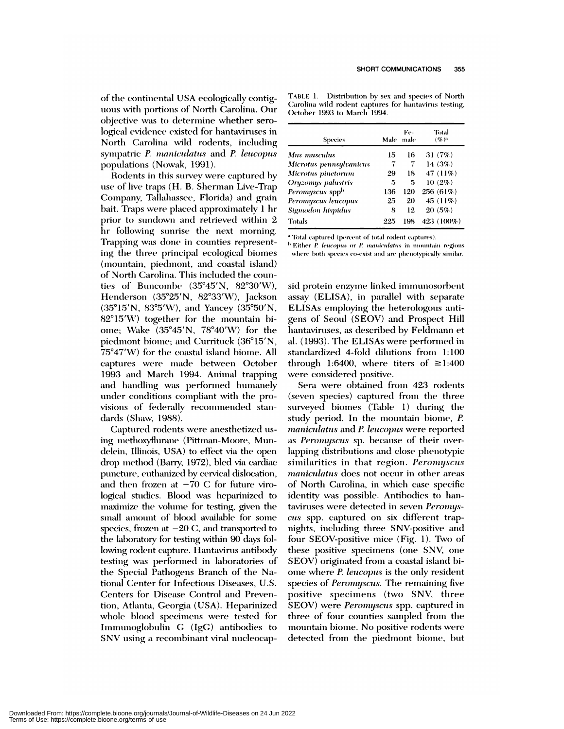of the continental USA ecologically contiguous with portions of North Carolina. Our objective was to determine whether serological evidence existed for hantaviruses in North Carolina wild rodents, including sympatric *P. maniculatus* and *P. leucopus* populations (Nowak, 1991).

Rodents in this survey were captured by use of live traps (H. B. Sherman Live-Trap Company, Tallahassee, Florida) and grain bait. Traps were placed approximately 1 hr prior to sundown and retrieved within 2 hr following sunrise the next morning. Trapping was done in counties representing the three principal ecological biomes (mountain, piedmont, and coastal island) of North Carolina. This included the counties of Buncombe (35°45′N, 82°30′W), Henderson (35°25′N, 82°33′W), Jackson (35°15′N, 83°5′W), and Yancey (35°50′N, 82°15′W) together for the mountain biome; Wake (35°45′N, 78°40′W) for the piedmont biome; and Currituck (36°15′N, 75°47′W) for the coastal island biome. All captures were made between October 1993 and March 1994. Animal trapping and handling was performed humanely under conditions compliant with the provisions of federally recommended standards (Shaw, 1988).

Captured rodents were anesthetized using methoxyflurane (Pittman-Moore, Mundelein, Illinois, USA) to effect via the open drop method (Barry, 1972), bled via cardiac puncture, euthanized by cervical dislocation, and then frozen at −70 C for future virological studies. Blood was heparinized to maximize the volume for testing, given the small amount of blood available for some species, frozen at −20 C, and transported to the laboratory for testing within 90 days following rodent capture. Hantavirus antibody testing was performed in laboratories of the Special Pathogens Branch of the National Center for Infectious Diseases, U.S. Centers for Disease Control and Prevention, Atlanta, Georgia (USA). Heparinized whole blood specimens were tested for Immunoglobulin G (IgG) antibodies to SNV using a recombinant viral nucleocapsid protein enzyme linked immunosorbent assay (ELISA), in parallel with separate ELISAs employing the heterologous antigens of Seoul (SEOV) and Prospect Hill hantaviruses, as described by Feldmann et al. (1993). The ELISAs were performed in standardized 4-fold dilutions from 1:100 through 1:6400, where titers of ≥1:400 were considered positive.

TABLE 1. Distribution by sex and species of North Carolina wild rodent captures for hantavirus testing, October 1993 to March 1994.

| Species | Male | Female | Total (%)[a] |
|---|---|---|---|
| *Mus musculus* | 15 | 16 | 31 (7%) |
| *Microtus pennsylvanicus* | 7 | 7 | 14 (3%) |
| *Microtus pinetorum* | 29 | 18 | 47 (11%) |
| *Oryzomys palustris* | 5 | 5 | 10 (2%) |
| *Peromyscus* spp[b] | 136 | 120 | 256 (61%) |
| *Peromyscus leucopus* | 25 | 20 | 45 (11%) |
| *Sigmodon hispidus* | 8 | 12 | 20 (5%) |
| Totals | 225 | 198 | 423 (100%) |

[a] Total captured (percent of total rodent captures).

[b] Either *P. leucopus* or *P. maniculatus* in mountain regions where both species co-exist and are phenotypically similar.

Sera were obtained from 423 rodents (seven species) captured from the three surveyed biomes (Table 1) during the study period. In the mountain biome, *P. maniculatus* and *P. leucopus* were reported as *Peromyscus* sp. because of their overlapping distributions and close phenotypic similarities in that region. *Peromyscus maniculatus* does not occur in other areas of North Carolina, in which case specific identity was possible. Antibodies to hantaviruses were detected in seven *Peromyscus* spp. captured on six different trap-nights, including three SNV-positive and four SEOV-positive mice (Fig. 1). Two of these positive specimens (one SNV, one SEOV) originated from a coastal island biome where *P. leucopus* is the only resident species of *Peromyscus*. The remaining five positive specimens (two SNV, three SEOV) were *Peromyscus* spp. captured in three of four counties sampled from the mountain biome. No positive rodents were detected from the piedmont biome, but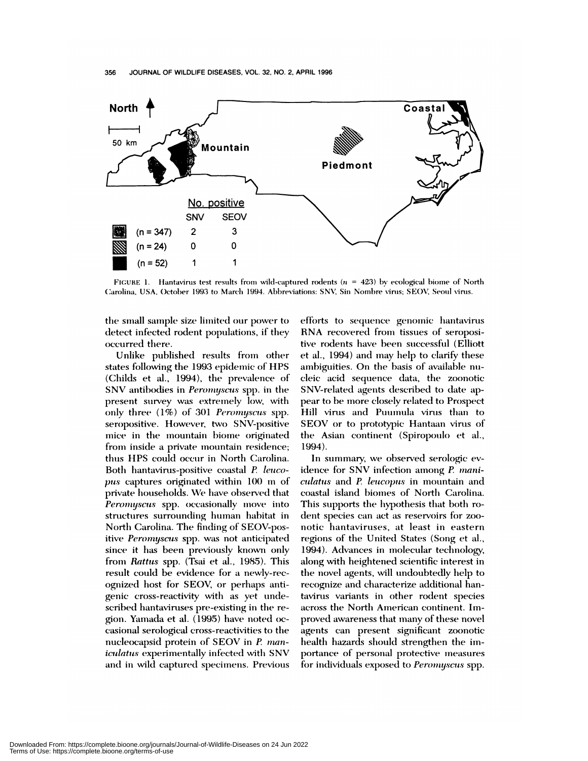| | | No. positive | |
|---|---|---|---|
| | | SNV | SEOV |
| Mountain | (n = 347) | 2 | 3 |
| Piedmont | (n = 24) | 0 | 0 |
| Coastal | (n = 52) | 1 | 1 |

FIGURE 1. Hantavirus test results from wild-captured rodents (n = 423) by ecological biome of North Carolina, USA, October 1993 to March 1994. Abbreviations: SNV, Sin Nombre virus; SEOV, Seoul virus.

the small sample size limited our power to detect infected rodent populations, if they occurred there.

Unlike published results from other states following the 1993 epidemic of HPS (Childs et al., 1994), the prevalence of SNV antibodies in *Peromyscus* spp. in the present survey was extremely low, with only three (1%) of 301 *Peromyscus* spp. seropositive. However, two SNV-positive mice in the mountain biome originated from inside a private mountain residence; thus HPS could occur in North Carolina. Both hantavirus-positive coastal *P. leucopus* captures originated within 100 m of private households. We have observed that *Peromyscus* spp. occasionally move into structures surrounding human habitat in North Carolina. The finding of SEOV-positive *Peromyscus* spp. was not anticipated since it has been previously known only from *Rattus* spp. (Tsai et al., 1985). This result could be evidence for a newly-recognized host for SEOV, or perhaps antigenic cross-reactivity with as yet undescribed hantaviruses pre-existing in the region. Yamada et al. (1995) have noted occasional serological cross-reactivities to the nucleocapsid protein of SEOV in *P. maniculatus* experimentally infected with SNV and in wild captured specimens. Previous efforts to sequence genomic hantavirus RNA recovered from tissues of seropositive rodents have been successful (Elliott et al., 1994) and may help to clarify these ambiguities. On the basis of available nucleic acid sequence data, the zoonotic SNV-related agents described to date appear to be more closely related to Prospect Hill virus and Puumula virus than to SEOV or to prototypic Hantaan virus of the Asian continent (Spiropoulo et al., 1994).

In summary, we observed serologic evidence for SNV infection among *P. maniculatus* and *P. leucopus* in mountain and coastal island biomes of North Carolina. This supports the hypothesis that both rodent species can act as reservoirs for zoonotic hantaviruses, at least in eastern regions of the United States (Song et al., 1994). Advances in molecular technology, along with heightened scientific interest in the novel agents, will undoubtedly help to recognize and characterize additional hantavirus variants in other rodent species across the North American continent. Improved awareness that many of these novel agents can present significant zoonotic health hazards should strengthen the importance of personal protective measures for individuals exposed to *Peromyscus* spp.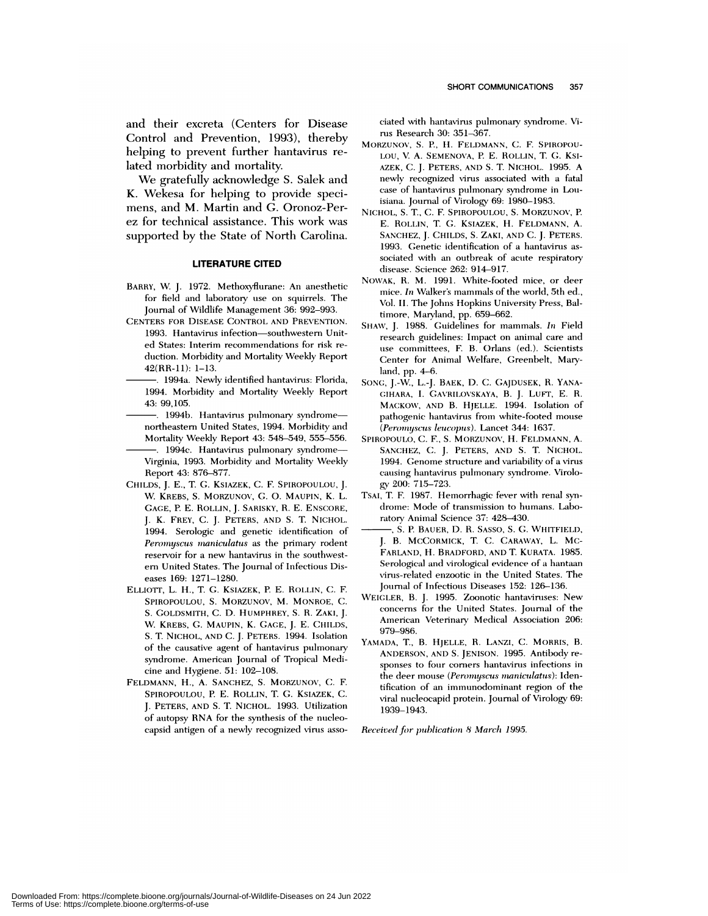and their excreta (Centers for Disease Control and Prevention, 1993), thereby helping to prevent further hantavirus related morbidity and mortality.

We gratefully acknowledge S. Salek and K. Wekesa for helping to provide specimens, and M. Martin and G. Oronoz-Perez for technical assistance. This work was supported by the State of North Carolina.

## LITERATURE CITED

BARRY, W. J. 1972. Methoxyflurane: An anesthetic for field and laboratory use on squirrels. The Journal of Wildlife Management 36: 992–993.

CENTERS FOR DISEASE CONTROL AND PREVENTION. 1993. Hantavirus infection—southwestern United States: Interim recommendations for risk reduction. Morbidity and Mortality Weekly Report 42(RR-11): 1–13.

———. 1994a. Newly identified hantavirus: Florida, 1994. Morbidity and Mortality Weekly Report 43: 99,105.

———. 1994b. Hantavirus pulmonary syndrome—northeastern United States, 1994. Morbidity and Mortality Weekly Report 43: 548–549, 555–556.

———. 1994c. Hantavirus pulmonary syndrome—Virginia, 1993. Morbidity and Mortality Weekly Report 43: 876–877.

CHILDS, J. E., T. G. KSIAZEK, C. F. SPIROPOULOU, J. W. KREBS, S. MORZUNOV, G. O. MAUPIN, K. L. GAGE, P. E. ROLLIN, J. SARISKY, R. E. ENSCORE, J. K. FREY, C. J. PETERS, AND S. T. NICHOL. 1994. Serologic and genetic identification of *Peromyscus maniculatus* as the primary rodent reservoir for a new hantavirus in the southwestern United States. The Journal of Infectious Diseases 169: 1271–1280.

ELLIOTT, L. H., T. G. KSIAZEK, P. E. ROLLIN, C. F. SPIROPOULOU, S. MORZUNOV, M. MONROE, C. S. GOLDSMITH, C. D. HUMPHREY, S. R. ZAKI, J. W. KREBS, G. MAUPIN, K. GAGE, J. E. CHILDS, S. T. NICHOL, AND C. J. PETERS. 1994. Isolation of the causative agent of hantavirus pulmonary syndrome. American Journal of Tropical Medicine and Hygiene. 51: 102–108.

FELDMANN, H., A. SANCHEZ, S. MORZUNOV, C. F. SPIROPOULOU, P. E. ROLLIN, T. G. KSIAZEK, C. J. PETERS, AND S. T. NICHOL. 1993. Utilization of autopsy RNA for the synthesis of the nucleocapsid antigen of a newly recognized virus associated with hantavirus pulmonary syndrome. Virus Research 30: 351–367.

MORZUNOV, S. P., H. FELDMANN, C. F. SPIROPOULOU, V. A. SEMENOVA, P. E. ROLLIN, T. G. KSIAZEK, C. J. PETERS, AND S. T. NICHOL. 1995. A newly recognized virus associated with a fatal case of hantavirus pulmonary syndrome in Louisiana. Journal of Virology 69: 1980–1983.

NICHOL, S. T., C. F. SPIROPOULOU, S. MORZUNOV, P. E. ROLLIN, T. G. KSIAZEK, H. FELDMANN, A. SANCHEZ, J. CHILDS, S. ZAKI, AND C. J. PETERS. 1993. Genetic identification of a hantavirus associated with an outbreak of acute respiratory disease. Science 262: 914–917.

NOWAK, R. M. 1991. White-footed mice, or deer mice. *In* Walker's mammals of the world, 5th ed., Vol. II. The Johns Hopkins University Press, Baltimore, Maryland, pp. 659–662.

SHAW, J. 1988. Guidelines for mammals. *In* Field research guidelines: Impact on animal care and use committees, F. B. Orlans (ed.). Scientists Center for Animal Welfare, Greenbelt, Maryland, pp. 4–6.

SONG, J.-W., L.-J. BAEK, D. C. GAJDUSEK, R. YANAGIHARA, I. GAVRILOVSKAYA, B. J. LUFT, E. R. MACKOW, AND B. HJELLE. 1994. Isolation of pathogenic hantavirus from white-footed mouse (*Peromyscus leucopus*). Lancet 344: 1637.

SPIROPOULO, C. F., S. MORZUNOV, H. FELDMANN, A. SANCHEZ, C. J. PETERS, AND S. T. NICHOL. 1994. Genome structure and variability of a virus causing hantavirus pulmonary syndrome. Virology 200: 715–723.

TSAI, T. F. 1987. Hemorrhagic fever with renal syndrome: Mode of transmission to humans. Laboratory Animal Science 37: 428–430.

———, S. P. BAUER, D. R. SASSO, S. G. WHITFIELD, J. B. MCCORMICK, T. C. CARAWAY, L. MCFARLAND, H. BRADFORD, AND T. KURATA. 1985. Serological and virological evidence of a hantaan virus-related enzootic in the United States. The Journal of Infectious Diseases 152: 126–136.

WEIGLER, B. J. 1995. Zoonotic hantaviruses: New concerns for the United States. Journal of the American Veterinary Medical Association 206: 979–986.

YAMADA, T., B. HJELLE, R. LANZI, C. MORRIS, B. ANDERSON, AND S. JENISON. 1995. Antibody responses to four corners hantavirus infections in the deer mouse (*Peromyscus maniculatus*): Identification of an immunodominant region of the viral nucleocapsid protein. Journal of Virology 69: 1939–1943.

*Received for publication 8 March 1995.*